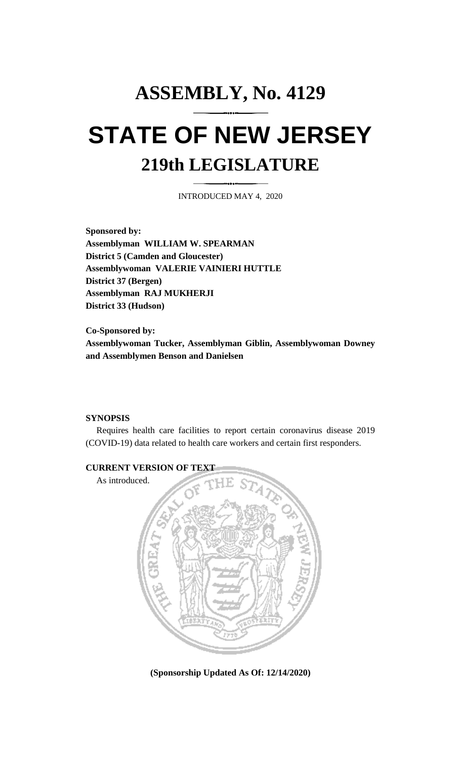# ASSEMBLY, No. 4129

# STATE OF NEW JERSEY

## 219th LEGISLATURE

INTRODUCED MAY 4, 2020

**Sponsored by:**
**Assemblyman WILLIAM W. SPEARMAN**
**District 5 (Camden and Gloucester)**
**Assemblywoman VALERIE VAINIERI HUTTLE**
**District 37 (Bergen)**
**Assemblyman RAJ MUKHERJI**
**District 33 (Hudson)**

**Co-Sponsored by:**
**Assemblywoman Tucker, Assemblyman Giblin, Assemblywoman Downey and Assemblymen Benson and Danielsen**

**SYNOPSIS**

Requires health care facilities to report certain coronavirus disease 2019 (COVID-19) data related to health care workers and certain first responders.

**CURRENT VERSION OF TEXT**

As introduced.

**(Sponsorship Updated As Of: 12/14/2020)**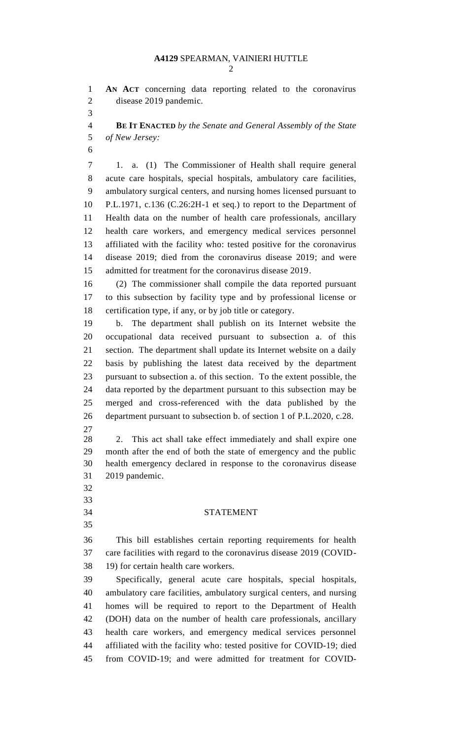**AN ACT** concerning data reporting related to the coronavirus disease 2019 pandemic.

**BE IT ENACTED** *by the Senate and General Assembly of the State of New Jersey:*

1. a. (1) The Commissioner of Health shall require general acute care hospitals, special hospitals, ambulatory care facilities, ambulatory surgical centers, and nursing homes licensed pursuant to P.L.1971, c.136 (C.26:2H-1 et seq.) to report to the Department of Health data on the number of health care professionals, ancillary health care workers, and emergency medical services personnel affiliated with the facility who: tested positive for the coronavirus disease 2019; died from the coronavirus disease 2019; and were admitted for treatment for the coronavirus disease 2019.

(2) The commissioner shall compile the data reported pursuant to this subsection by facility type and by professional license or certification type, if any, or by job title or category.

b. The department shall publish on its Internet website the occupational data received pursuant to subsection a. of this section. The department shall update its Internet website on a daily basis by publishing the latest data received by the department pursuant to subsection a. of this section. To the extent possible, the data reported by the department pursuant to this subsection may be merged and cross-referenced with the data published by the department pursuant to subsection b. of section 1 of P.L.2020, c.28.

2. This act shall take effect immediately and shall expire one month after the end of both the state of emergency and the public health emergency declared in response to the coronavirus disease 2019 pandemic.

## STATEMENT

This bill establishes certain reporting requirements for health care facilities with regard to the coronavirus disease 2019 (COVID-19) for certain health care workers.

Specifically, general acute care hospitals, special hospitals, ambulatory care facilities, ambulatory surgical centers, and nursing homes will be required to report to the Department of Health (DOH) data on the number of health care professionals, ancillary health care workers, and emergency medical services personnel affiliated with the facility who: tested positive for COVID-19; died from COVID-19; and were admitted for treatment for COVID-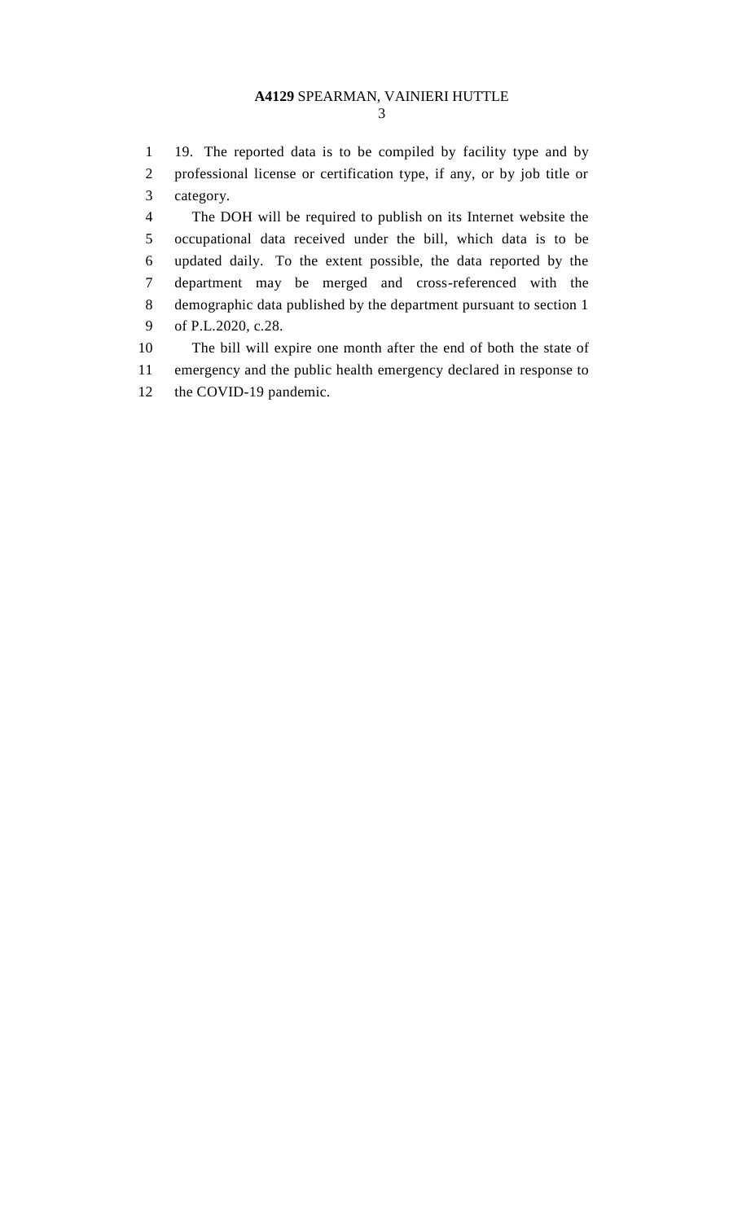19. The reported data is to be compiled by facility type and by professional license or certification type, if any, or by job title or category.

The DOH will be required to publish on its Internet website the occupational data received under the bill, which data is to be updated daily. To the extent possible, the data reported by the department may be merged and cross-referenced with the demographic data published by the department pursuant to section 1 of P.L.2020, c.28.

The bill will expire one month after the end of both the state of emergency and the public health emergency declared in response to the COVID-19 pandemic.